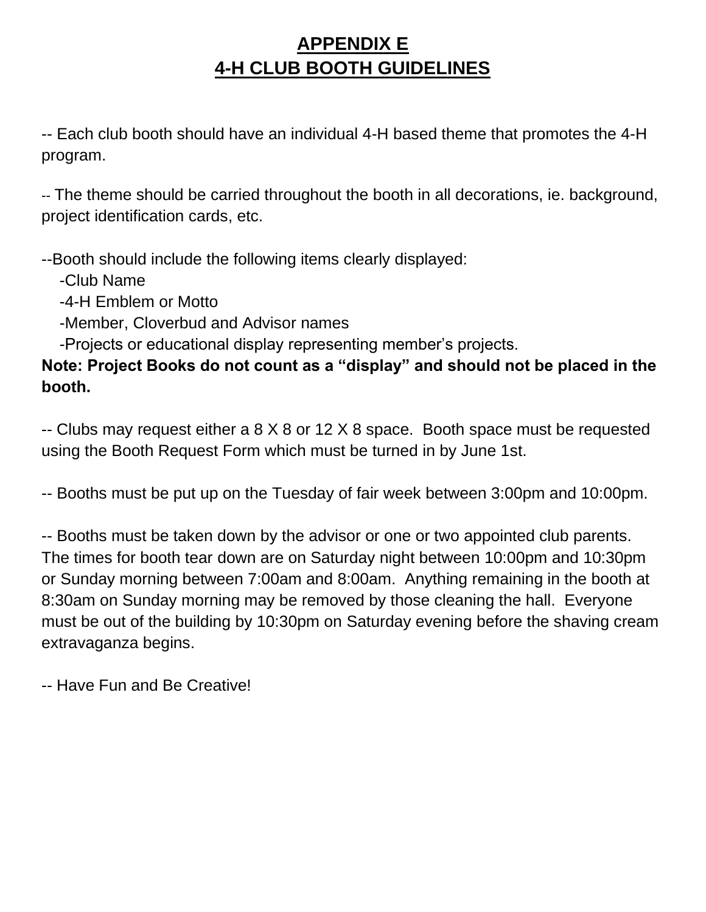# APPENDIX E
# 4-H CLUB BOOTH GUIDELINES

-- Each club booth should have an individual 4-H based theme that promotes the 4-H program.

-- The theme should be carried throughout the booth in all decorations, ie. background, project identification cards, etc.

--Booth should include the following items clearly displayed:

- -Club Name
- -4-H Emblem or Motto
- -Member, Cloverbud and Advisor names
- -Projects or educational display representing member's projects.

**Note: Project Books do not count as a "display" and should not be placed in the booth.**

-- Clubs may request either a 8 X 8 or 12 X 8 space. Booth space must be requested using the Booth Request Form which must be turned in by June 1st.

-- Booths must be put up on the Tuesday of fair week between 3:00pm and 10:00pm.

-- Booths must be taken down by the advisor or one or two appointed club parents. The times for booth tear down are on Saturday night between 10:00pm and 10:30pm or Sunday morning between 7:00am and 8:00am. Anything remaining in the booth at 8:30am on Sunday morning may be removed by those cleaning the hall. Everyone must be out of the building by 10:30pm on Saturday evening before the shaving cream extravaganza begins.

-- Have Fun and Be Creative!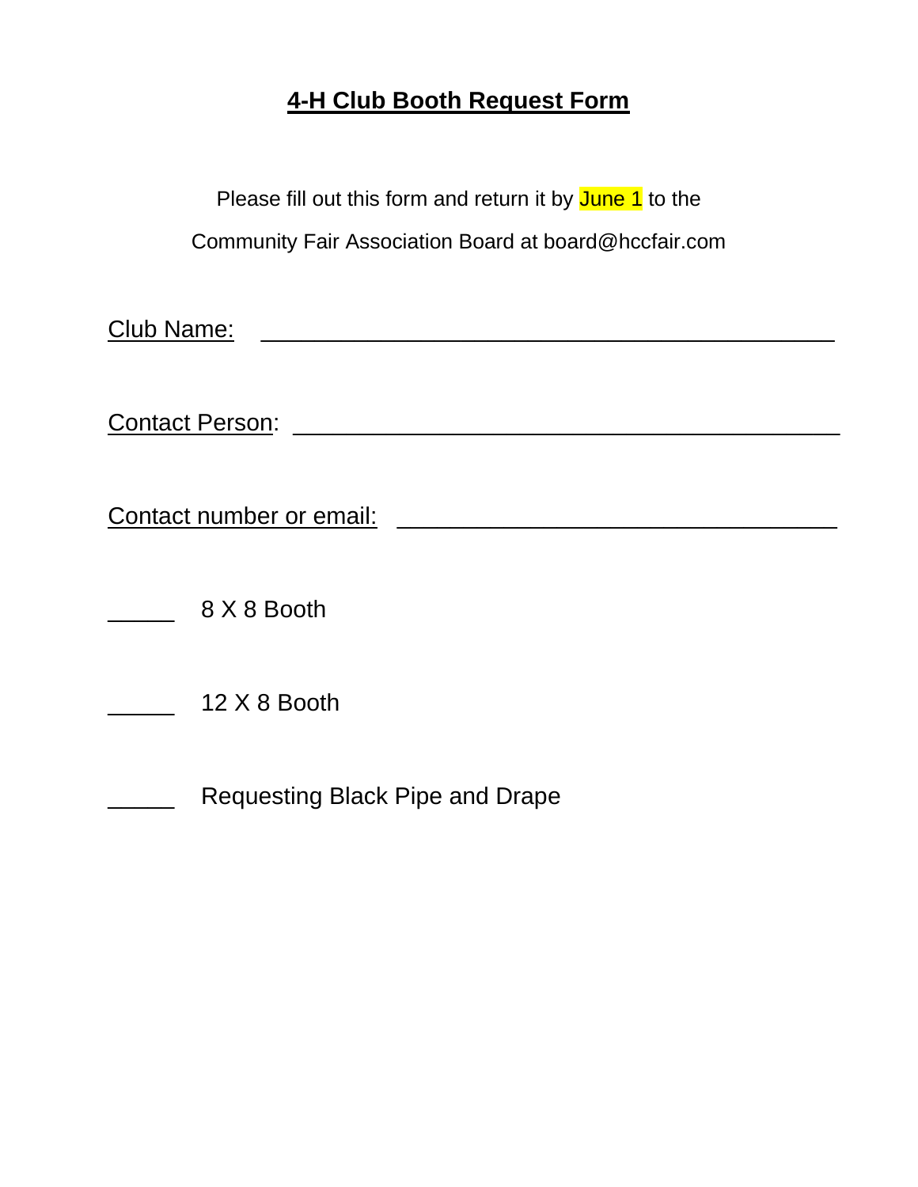# 4-H Club Booth Request Form

Please fill out this form and return it by June 1 to the

Community Fair Association Board at board@hccfair.com

Club Name: _______________________________________________

Contact Person: ____________________________________________

Contact number or email: ____________________________________

_____ 8 X 8 Booth

_____ 12 X 8 Booth

_____ Requesting Black Pipe and Drape